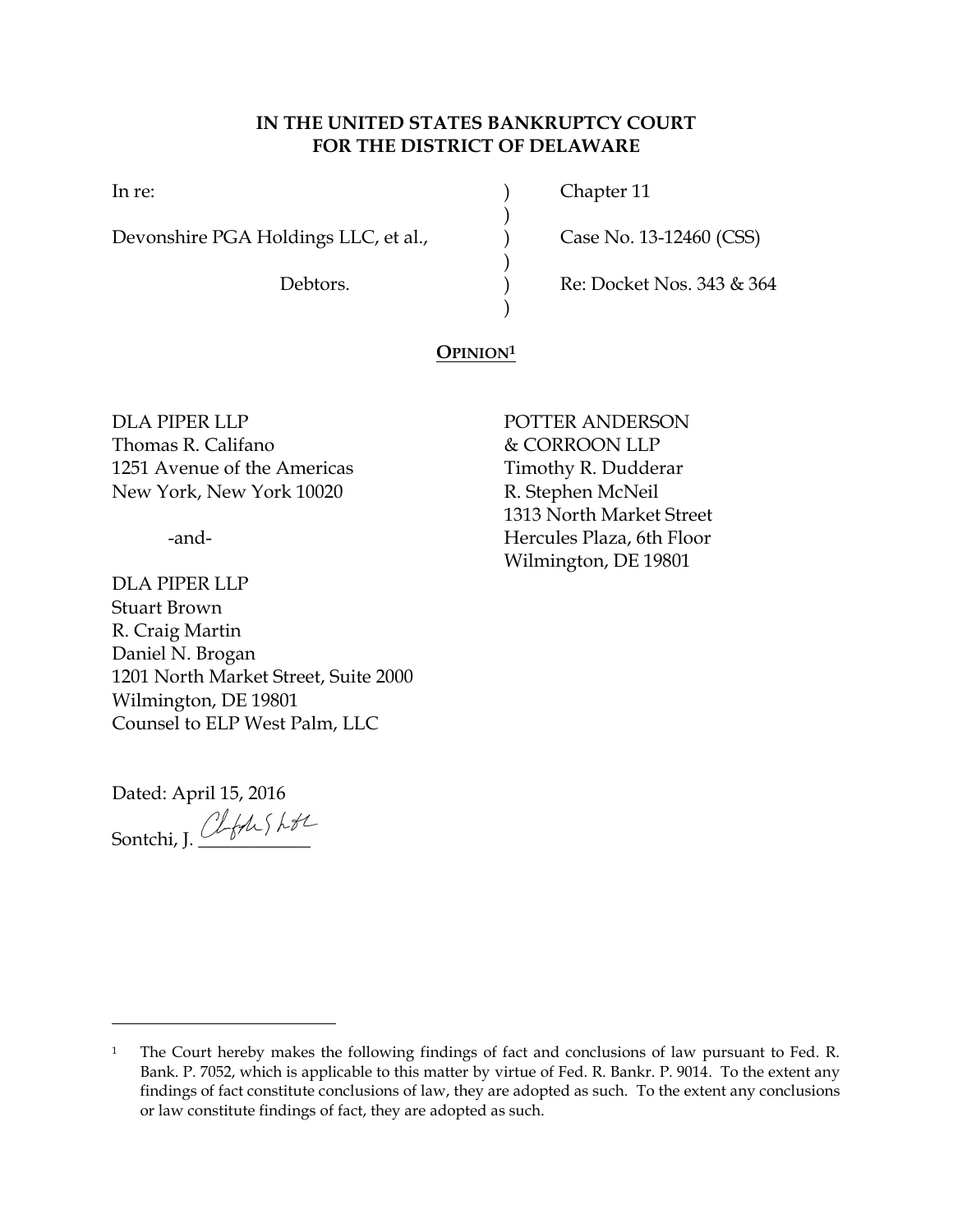**IN THE UNITED STATES BANKRUPTCY COURT FOR THE DISTRICT OF DELAWARE**

In re:

Devonshire PGA Holdings LLC, et al.,

Debtors.

Chapter 11

Case No. 13-12460 (CSS)

Re: Docket Nos. 343 & 364

**OPINION**[1]

DLA PIPER LLP
Thomas R. Califano
1251 Avenue of the Americas
New York, New York 10020

-and-

DLA PIPER LLP
Stuart Brown
R. Craig Martin
Daniel N. Brogan
1201 North Market Street, Suite 2000
Wilmington, DE 19801
Counsel to ELP West Palm, LLC

POTTER ANDERSON & CORROON LLP
Timothy R. Dudderar
R. Stephen McNeil
1313 North Market Street
Hercules Plaza, 6th Floor
Wilmington, DE 19801

Dated: April 15, 2016

Sontchi, J. ____________

[1] The Court hereby makes the following findings of fact and conclusions of law pursuant to Fed. R. Bank. P. 7052, which is applicable to this matter by virtue of Fed. R. Bankr. P. 9014. To the extent any findings of fact constitute conclusions of law, they are adopted as such. To the extent any conclusions or law constitute findings of fact, they are adopted as such.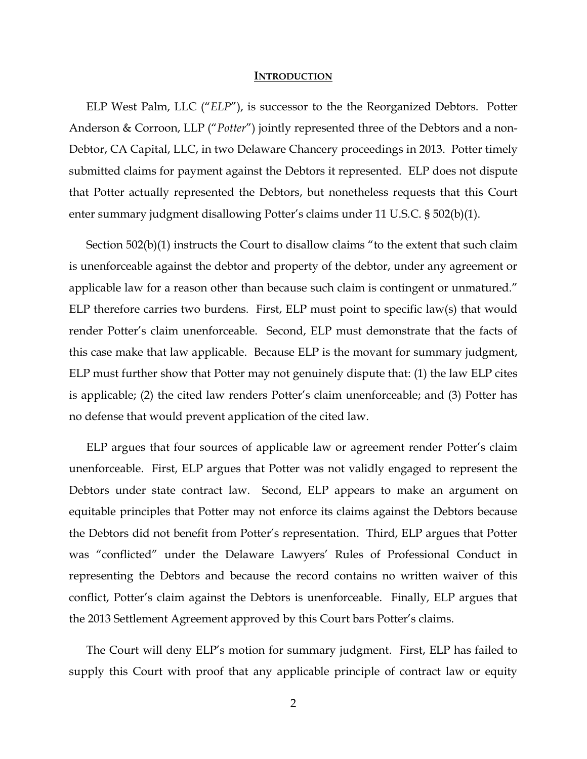## INTRODUCTION

ELP West Palm, LLC ("*ELP*"), is successor to the the Reorganized Debtors. Potter Anderson & Corroon, LLP ("*Potter*") jointly represented three of the Debtors and a non-Debtor, CA Capital, LLC, in two Delaware Chancery proceedings in 2013. Potter timely submitted claims for payment against the Debtors it represented. ELP does not dispute that Potter actually represented the Debtors, but nonetheless requests that this Court enter summary judgment disallowing Potter's claims under 11 U.S.C. § 502(b)(1).

Section 502(b)(1) instructs the Court to disallow claims "to the extent that such claim is unenforceable against the debtor and property of the debtor, under any agreement or applicable law for a reason other than because such claim is contingent or unmatured." ELP therefore carries two burdens. First, ELP must point to specific law(s) that would render Potter's claim unenforceable. Second, ELP must demonstrate that the facts of this case make that law applicable. Because ELP is the movant for summary judgment, ELP must further show that Potter may not genuinely dispute that: (1) the law ELP cites is applicable; (2) the cited law renders Potter's claim unenforceable; and (3) Potter has no defense that would prevent application of the cited law.

ELP argues that four sources of applicable law or agreement render Potter's claim unenforceable. First, ELP argues that Potter was not validly engaged to represent the Debtors under state contract law. Second, ELP appears to make an argument on equitable principles that Potter may not enforce its claims against the Debtors because the Debtors did not benefit from Potter's representation. Third, ELP argues that Potter was "conflicted" under the Delaware Lawyers' Rules of Professional Conduct in representing the Debtors and because the record contains no written waiver of this conflict, Potter's claim against the Debtors is unenforceable. Finally, ELP argues that the 2013 Settlement Agreement approved by this Court bars Potter's claims.

The Court will deny ELP's motion for summary judgment. First, ELP has failed to supply this Court with proof that any applicable principle of contract law or equity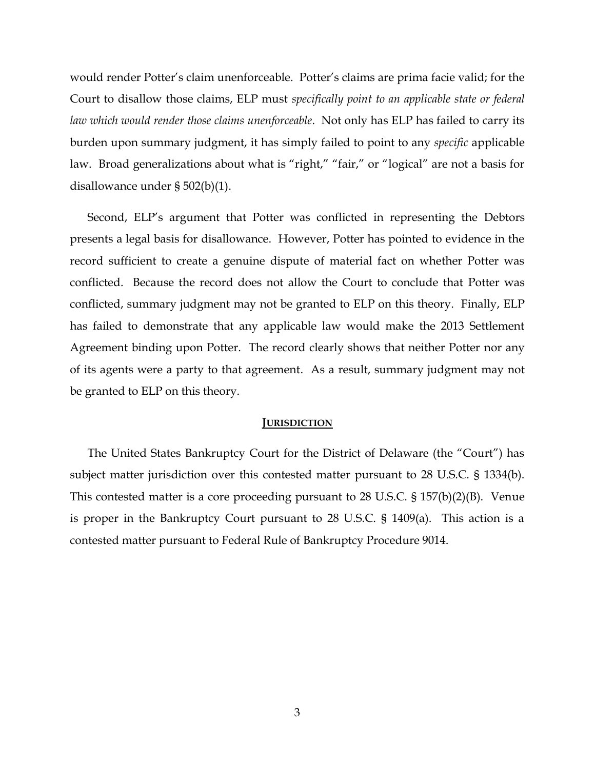would render Potter's claim unenforceable. Potter's claims are prima facie valid; for the Court to disallow those claims, ELP must *specifically point to an applicable state or federal law which would render those claims unenforceable*. Not only has ELP has failed to carry its burden upon summary judgment, it has simply failed to point to any *specific* applicable law. Broad generalizations about what is "right," "fair," or "logical" are not a basis for disallowance under § 502(b)(1).

Second, ELP's argument that Potter was conflicted in representing the Debtors presents a legal basis for disallowance. However, Potter has pointed to evidence in the record sufficient to create a genuine dispute of material fact on whether Potter was conflicted. Because the record does not allow the Court to conclude that Potter was conflicted, summary judgment may not be granted to ELP on this theory. Finally, ELP has failed to demonstrate that any applicable law would make the 2013 Settlement Agreement binding upon Potter. The record clearly shows that neither Potter nor any of its agents were a party to that agreement. As a result, summary judgment may not be granted to ELP on this theory.

## JURISDICTION

The United States Bankruptcy Court for the District of Delaware (the "Court") has subject matter jurisdiction over this contested matter pursuant to 28 U.S.C. § 1334(b). This contested matter is a core proceeding pursuant to 28 U.S.C. § 157(b)(2)(B). Venue is proper in the Bankruptcy Court pursuant to 28 U.S.C. § 1409(a). This action is a contested matter pursuant to Federal Rule of Bankruptcy Procedure 9014.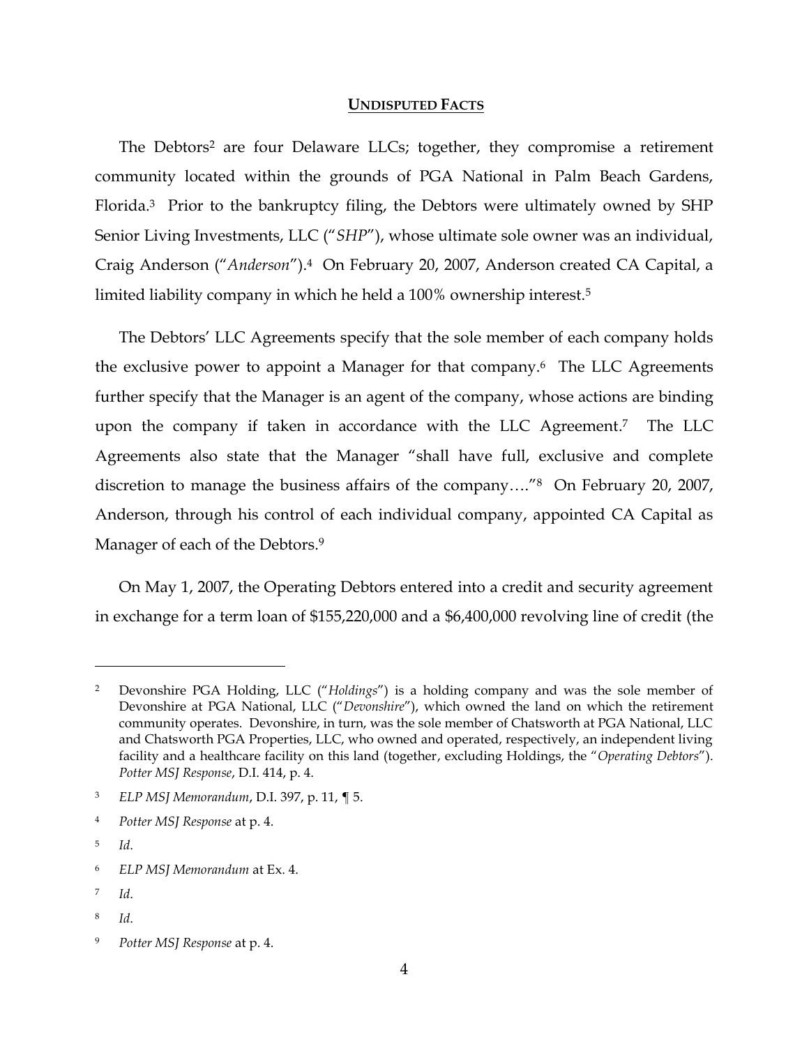## UNDISPUTED FACTS

The Debtors[2] are four Delaware LLCs; together, they compromise a retirement community located within the grounds of PGA National in Palm Beach Gardens, Florida.[3] Prior to the bankruptcy filing, the Debtors were ultimately owned by SHP Senior Living Investments, LLC ("*SHP*"), whose ultimate sole owner was an individual, Craig Anderson ("*Anderson*").[4] On February 20, 2007, Anderson created CA Capital, a limited liability company in which he held a 100% ownership interest.[5]

The Debtors' LLC Agreements specify that the sole member of each company holds the exclusive power to appoint a Manager for that company.[6] The LLC Agreements further specify that the Manager is an agent of the company, whose actions are binding upon the company if taken in accordance with the LLC Agreement.[7] The LLC Agreements also state that the Manager "shall have full, exclusive and complete discretion to manage the business affairs of the company…."[8] On February 20, 2007, Anderson, through his control of each individual company, appointed CA Capital as Manager of each of the Debtors.[9]

On May 1, 2007, the Operating Debtors entered into a credit and security agreement in exchange for a term loan of $155,220,000 and a $6,400,000 revolving line of credit (the

---

[2] Devonshire PGA Holding, LLC ("*Holdings*") is a holding company and was the sole member of Devonshire at PGA National, LLC ("*Devonshire*"), which owned the land on which the retirement community operates. Devonshire, in turn, was the sole member of Chatsworth at PGA National, LLC and Chatsworth PGA Properties, LLC, who owned and operated, respectively, an independent living facility and a healthcare facility on this land (together, excluding Holdings, the "*Operating Debtors*"). *Potter MSJ Response*, D.I. 414, p. 4.

[3] *ELP MSJ Memorandum*, D.I. 397, p. 11, ¶ 5.

[4] *Potter MSJ Response* at p. 4.

[5] *Id*.

[6] *ELP MSJ Memorandum* at Ex. 4.

[7] *Id*.

[8] *Id*.

[9] *Potter MSJ Response* at p. 4.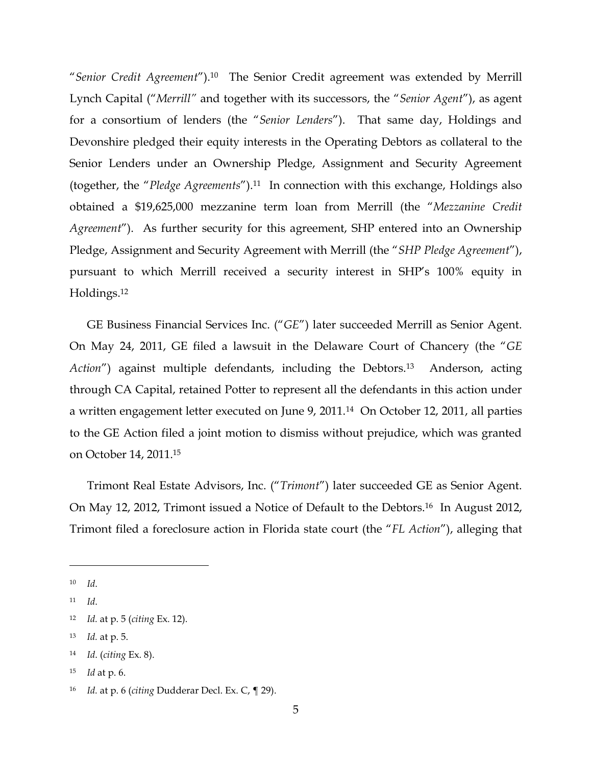"*Senior Credit Agreement*").[10] The Senior Credit agreement was extended by Merrill Lynch Capital ("*Merrill*" and together with its successors, the "*Senior Agent*"), as agent for a consortium of lenders (the "*Senior Lenders*"). That same day, Holdings and Devonshire pledged their equity interests in the Operating Debtors as collateral to the Senior Lenders under an Ownership Pledge, Assignment and Security Agreement (together, the "*Pledge Agreements*").[11] In connection with this exchange, Holdings also obtained a $19,625,000 mezzanine term loan from Merrill (the "*Mezzanine Credit Agreement*"). As further security for this agreement, SHP entered into an Ownership Pledge, Assignment and Security Agreement with Merrill (the "*SHP Pledge Agreement*"), pursuant to which Merrill received a security interest in SHP's 100% equity in Holdings.[12]

GE Business Financial Services Inc. ("*GE*") later succeeded Merrill as Senior Agent. On May 24, 2011, GE filed a lawsuit in the Delaware Court of Chancery (the "*GE Action*") against multiple defendants, including the Debtors.[13] Anderson, acting through CA Capital, retained Potter to represent all the defendants in this action under a written engagement letter executed on June 9, 2011.[14] On October 12, 2011, all parties to the GE Action filed a joint motion to dismiss without prejudice, which was granted on October 14, 2011.[15]

Trimont Real Estate Advisors, Inc. ("*Trimont*") later succeeded GE as Senior Agent. On May 12, 2012, Trimont issued a Notice of Default to the Debtors.[16] In August 2012, Trimont filed a foreclosure action in Florida state court (the "*FL Action*"), alleging that

---

[10] *Id*.

[11] *Id*.

[12] *Id.* at p. 5 (*citing* Ex. 12).

[13] *Id.* at p. 5.

[14] *Id*. (*citing* Ex. 8).

[15] *Id* at p. 6.

[16] *Id.* at p. 6 (*citing* Dudderar Decl. Ex. C, ¶ 29).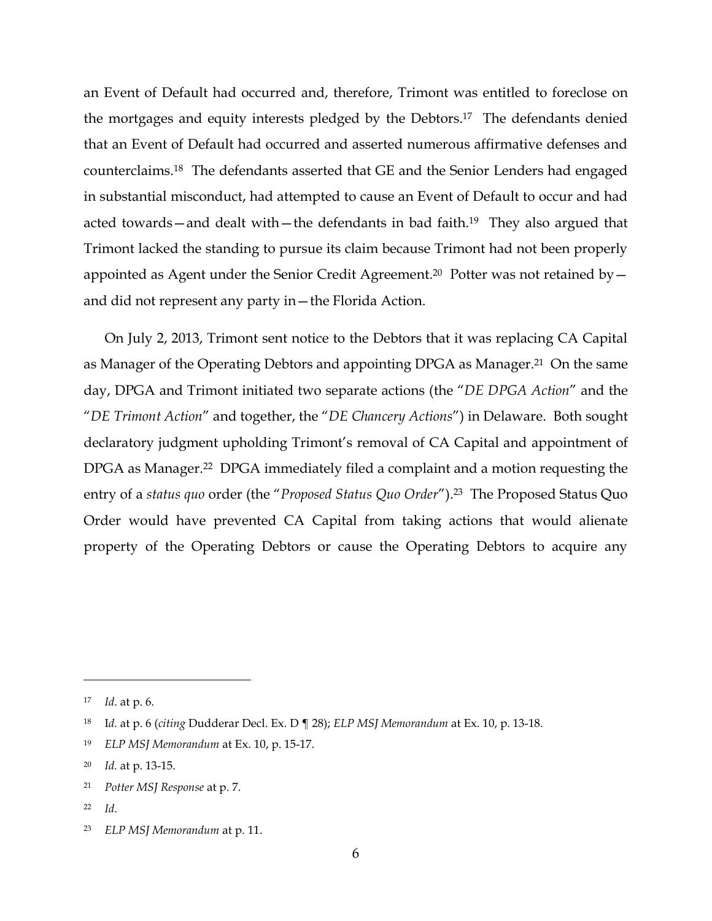an Event of Default had occurred and, therefore, Trimont was entitled to foreclose on the mortgages and equity interests pledged by the Debtors.[17] The defendants denied that an Event of Default had occurred and asserted numerous affirmative defenses and counterclaims.[18] The defendants asserted that GE and the Senior Lenders had engaged in substantial misconduct, had attempted to cause an Event of Default to occur and had acted towards—and dealt with—the defendants in bad faith.[19] They also argued that Trimont lacked the standing to pursue its claim because Trimont had not been properly appointed as Agent under the Senior Credit Agreement.[20] Potter was not retained by—and did not represent any party in—the Florida Action.

On July 2, 2013, Trimont sent notice to the Debtors that it was replacing CA Capital as Manager of the Operating Debtors and appointing DPGA as Manager.[21] On the same day, DPGA and Trimont initiated two separate actions (the "*DE DPGA Action*" and the "*DE Trimont Action*" and together, the "*DE Chancery Actions*") in Delaware. Both sought declaratory judgment upholding Trimont's removal of CA Capital and appointment of DPGA as Manager.[22] DPGA immediately filed a complaint and a motion requesting the entry of a *status quo* order (the "*Proposed Status Quo Order*").[23] The Proposed Status Quo Order would have prevented CA Capital from taking actions that would alienate property of the Operating Debtors or cause the Operating Debtors to acquire any

---

[17] *Id.* at p. 6.

[18] I*d.* at p. 6 (*citing* Dudderar Decl. Ex. D ¶ 28); *ELP MSJ Memorandum* at Ex. 10, p. 13-18.

[19] *ELP MSJ Memorandum* at Ex. 10, p. 15-17.

[20] *Id.* at p. 13-15.

[21] *Potter MSJ Response* at p. 7.

[22] *Id*.

[23] *ELP MSJ Memorandum* at p. 11.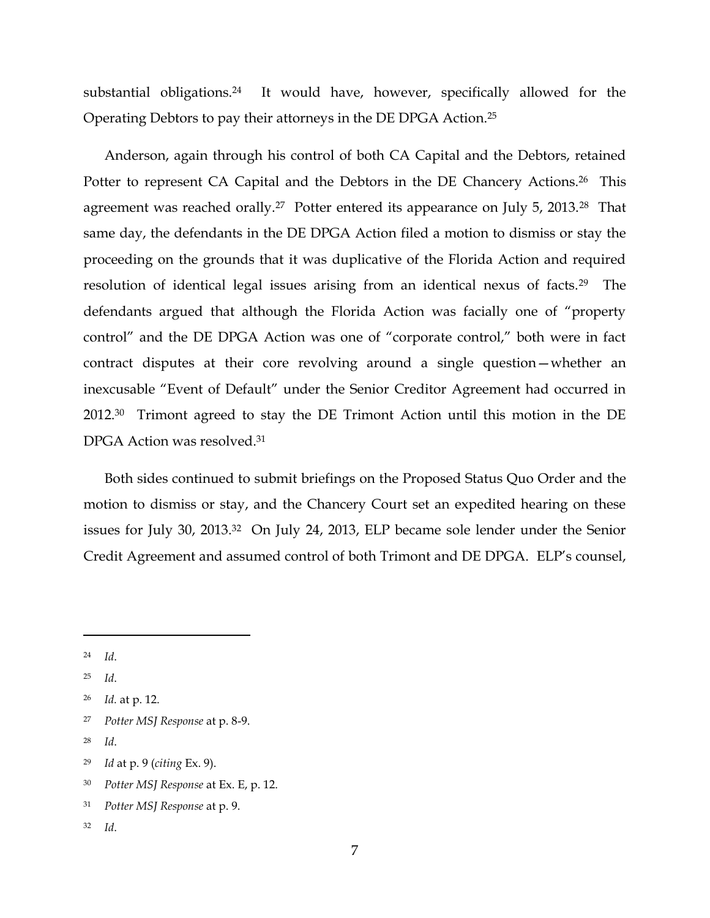substantial obligations.[24] It would have, however, specifically allowed for the Operating Debtors to pay their attorneys in the DE DPGA Action.[25]

Anderson, again through his control of both CA Capital and the Debtors, retained Potter to represent CA Capital and the Debtors in the DE Chancery Actions.[26] This agreement was reached orally.[27] Potter entered its appearance on July 5, 2013.[28] That same day, the defendants in the DE DPGA Action filed a motion to dismiss or stay the proceeding on the grounds that it was duplicative of the Florida Action and required resolution of identical legal issues arising from an identical nexus of facts.[29] The defendants argued that although the Florida Action was facially one of "property control" and the DE DPGA Action was one of "corporate control," both were in fact contract disputes at their core revolving around a single question—whether an inexcusable "Event of Default" under the Senior Creditor Agreement had occurred in 2012.[30] Trimont agreed to stay the DE Trimont Action until this motion in the DE DPGA Action was resolved.[31]

Both sides continued to submit briefings on the Proposed Status Quo Order and the motion to dismiss or stay, and the Chancery Court set an expedited hearing on these issues for July 30, 2013.[32] On July 24, 2013, ELP became sole lender under the Senior Credit Agreement and assumed control of both Trimont and DE DPGA. ELP's counsel,

---

[24] *Id*.

[25] *Id*.

[26] *Id.* at p. 12.

[27] *Potter MSJ Response* at p. 8-9.

[28] *Id*.

[29] *Id* at p. 9 (*citing* Ex. 9).

[30] *Potter MSJ Response* at Ex. E, p. 12.

[31] *Potter MSJ Response* at p. 9.

[32] *Id*.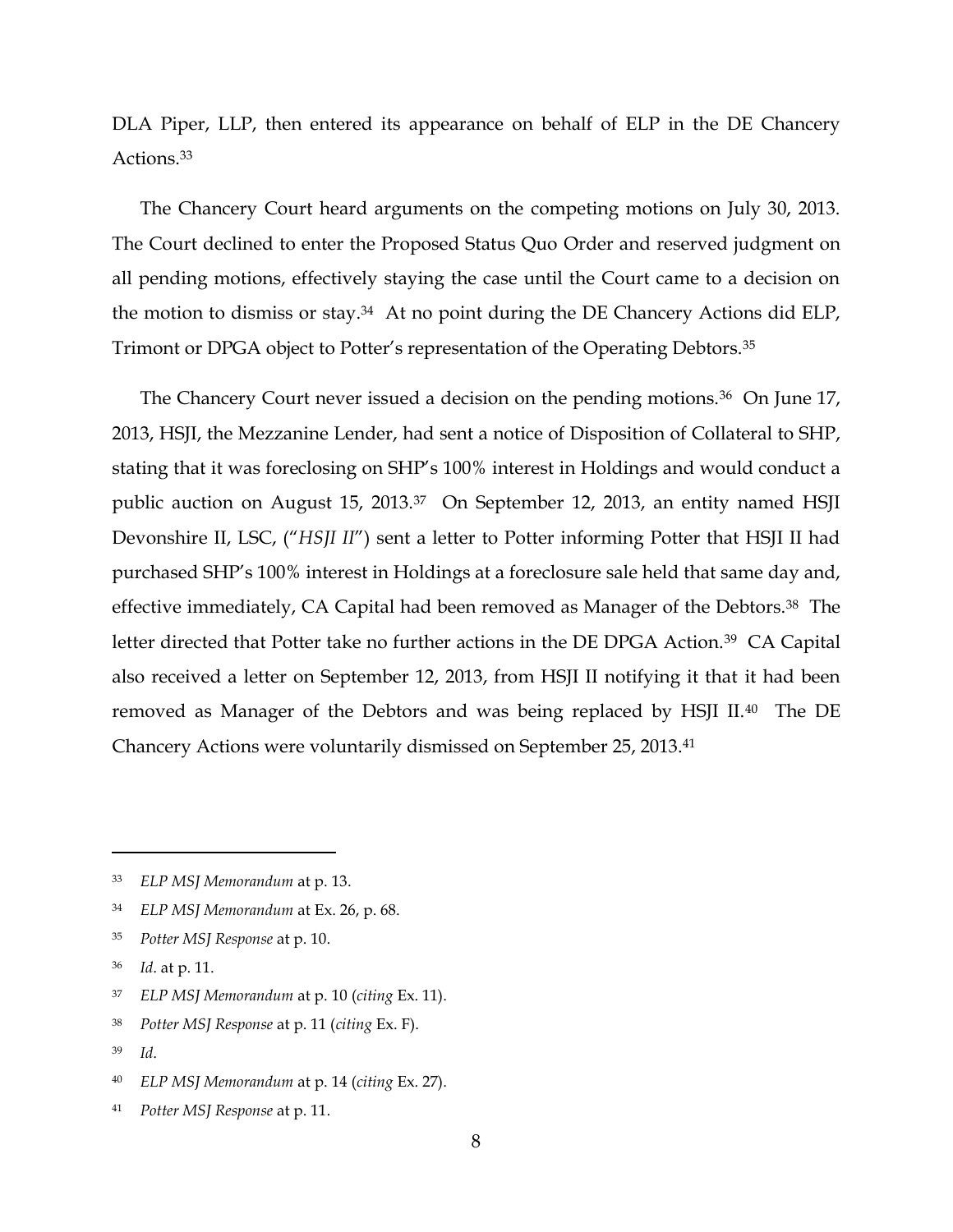DLA Piper, LLP, then entered its appearance on behalf of ELP in the DE Chancery Actions.[33]

The Chancery Court heard arguments on the competing motions on July 30, 2013. The Court declined to enter the Proposed Status Quo Order and reserved judgment on all pending motions, effectively staying the case until the Court came to a decision on the motion to dismiss or stay.[34] At no point during the DE Chancery Actions did ELP, Trimont or DPGA object to Potter's representation of the Operating Debtors.[35]

The Chancery Court never issued a decision on the pending motions.[36] On June 17, 2013, HSJI, the Mezzanine Lender, had sent a notice of Disposition of Collateral to SHP, stating that it was foreclosing on SHP's 100% interest in Holdings and would conduct a public auction on August 15, 2013.[37] On September 12, 2013, an entity named HSJI Devonshire II, LSC, ("*HSJI II*") sent a letter to Potter informing Potter that HSJI II had purchased SHP's 100% interest in Holdings at a foreclosure sale held that same day and, effective immediately, CA Capital had been removed as Manager of the Debtors.[38] The letter directed that Potter take no further actions in the DE DPGA Action.[39] CA Capital also received a letter on September 12, 2013, from HSJI II notifying it that it had been removed as Manager of the Debtors and was being replaced by HSJI II.[40] The DE Chancery Actions were voluntarily dismissed on September 25, 2013.[41]

---

[33] *ELP MSJ Memorandum* at p. 13.

[34] *ELP MSJ Memorandum* at Ex. 26, p. 68.

[35] *Potter MSJ Response* at p. 10.

[36] *Id*. at p. 11.

[37] *ELP MSJ Memorandum* at p. 10 (*citing* Ex. 11).

[38] *Potter MSJ Response* at p. 11 (*citing* Ex. F).

[39] *Id*.

[40] *ELP MSJ Memorandum* at p. 14 (*citing* Ex. 27).

[41] *Potter MSJ Response* at p. 11.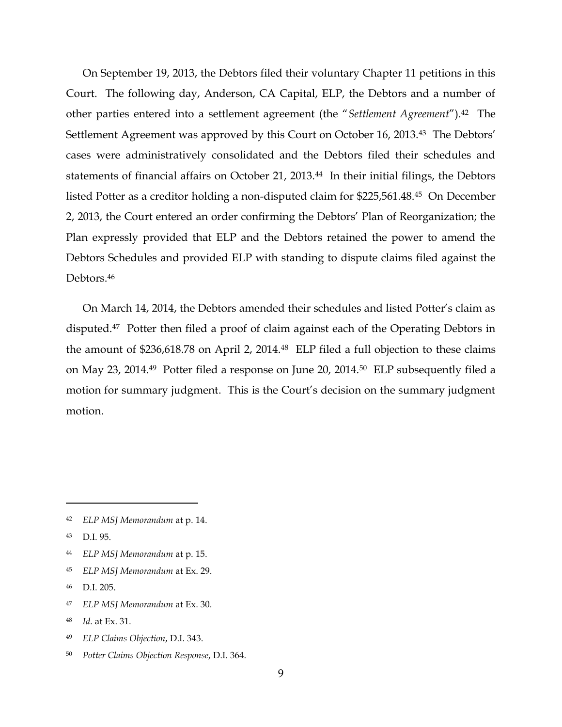On September 19, 2013, the Debtors filed their voluntary Chapter 11 petitions in this Court. The following day, Anderson, CA Capital, ELP, the Debtors and a number of other parties entered into a settlement agreement (the "*Settlement Agreement*").[42] The Settlement Agreement was approved by this Court on October 16, 2013.[43] The Debtors' cases were administratively consolidated and the Debtors filed their schedules and statements of financial affairs on October 21, 2013.[44] In their initial filings, the Debtors listed Potter as a creditor holding a non-disputed claim for $225,561.48.[45] On December 2, 2013, the Court entered an order confirming the Debtors' Plan of Reorganization; the Plan expressly provided that ELP and the Debtors retained the power to amend the Debtors Schedules and provided ELP with standing to dispute claims filed against the Debtors.[46]

On March 14, 2014, the Debtors amended their schedules and listed Potter's claim as disputed.[47] Potter then filed a proof of claim against each of the Operating Debtors in the amount of $236,618.78 on April 2, 2014.[48] ELP filed a full objection to these claims on May 23, 2014.[49] Potter filed a response on June 20, 2014.[50] ELP subsequently filed a motion for summary judgment. This is the Court's decision on the summary judgment motion.

---

[42] *ELP MSJ Memorandum* at p. 14.

[43] D.I. 95.

[44] *ELP MSJ Memorandum* at p. 15.

[45] *ELP MSJ Memorandum* at Ex. 29.

[46] D.I. 205.

[47] *ELP MSJ Memorandum* at Ex. 30.

[48] *Id.* at Ex. 31.

[49] *ELP Claims Objection*, D.I. 343.

[50] *Potter Claims Objection Response*, D.I. 364.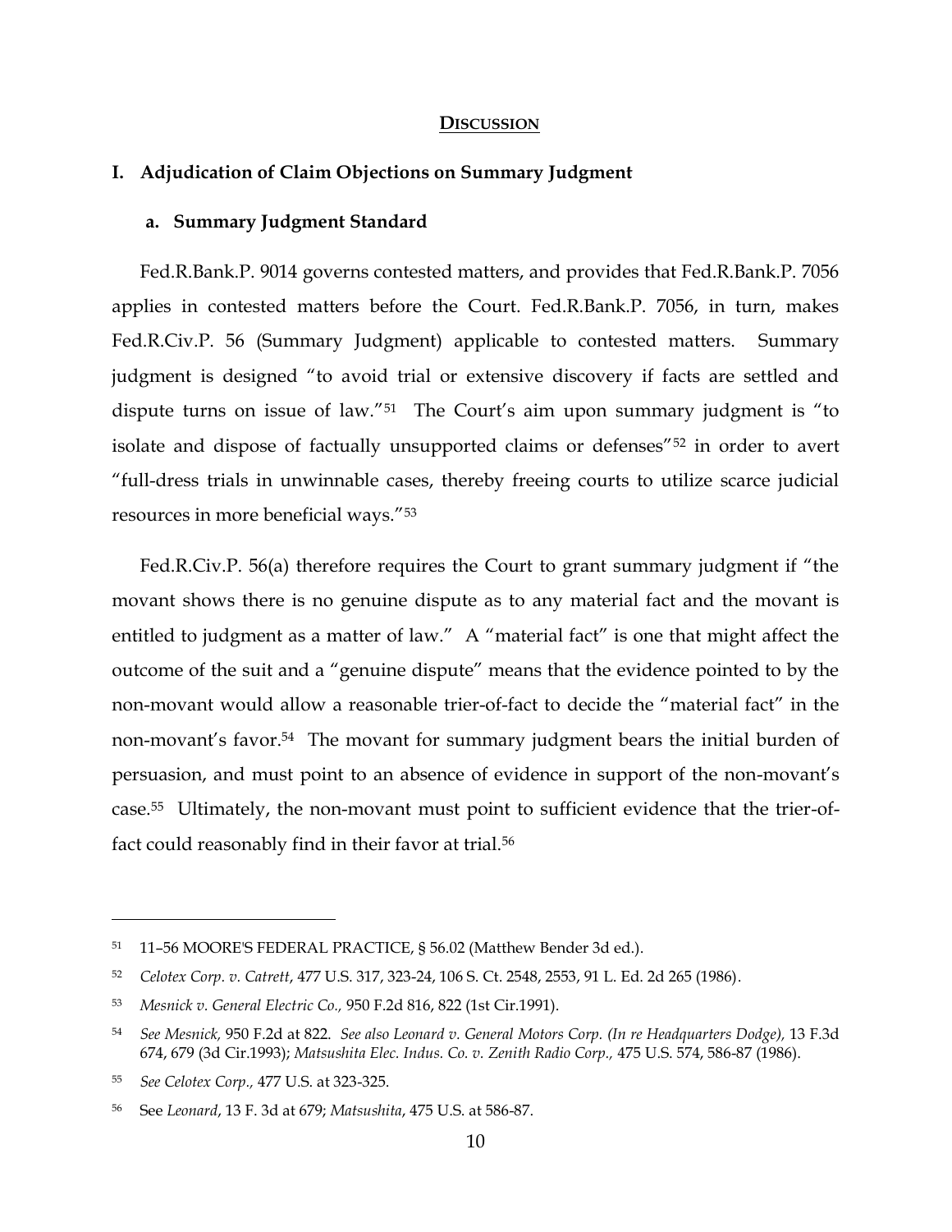## DISCUSSION

### I. Adjudication of Claim Objections on Summary Judgment

#### a. Summary Judgment Standard

Fed.R.Bank.P. 9014 governs contested matters, and provides that Fed.R.Bank.P. 7056 applies in contested matters before the Court. Fed.R.Bank.P. 7056, in turn, makes Fed.R.Civ.P. 56 (Summary Judgment) applicable to contested matters. Summary judgment is designed "to avoid trial or extensive discovery if facts are settled and dispute turns on issue of law."[51] The Court's aim upon summary judgment is "to isolate and dispose of factually unsupported claims or defenses"[52] in order to avert "full-dress trials in unwinnable cases, thereby freeing courts to utilize scarce judicial resources in more beneficial ways."[53]

Fed.R.Civ.P. 56(a) therefore requires the Court to grant summary judgment if "the movant shows there is no genuine dispute as to any material fact and the movant is entitled to judgment as a matter of law." A "material fact" is one that might affect the outcome of the suit and a "genuine dispute" means that the evidence pointed to by the non-movant would allow a reasonable trier-of-fact to decide the "material fact" in the non-movant's favor.[54] The movant for summary judgment bears the initial burden of persuasion, and must point to an absence of evidence in support of the non-movant's case.[55] Ultimately, the non-movant must point to sufficient evidence that the trier-of-fact could reasonably find in their favor at trial.[56]

---

[51] 11–56 MOORE'S FEDERAL PRACTICE, § 56.02 (Matthew Bender 3d ed.).

[52] *Celotex Corp. v. Catrett*, 477 U.S. 317, 323-24, 106 S. Ct. 2548, 2553, 91 L. Ed. 2d 265 (1986).

[53] *Mesnick v. General Electric Co.,* 950 F.2d 816, 822 (1st Cir.1991).

[54] *See Mesnick,* 950 F.2d at 822. *See also Leonard v. General Motors Corp. (In re Headquarters Dodge),* 13 F.3d 674, 679 (3d Cir.1993); *Matsushita Elec. Indus. Co. v. Zenith Radio Corp.,* 475 U.S. 574, 586-87 (1986).

[55] *See Celotex Corp.,* 477 U.S. at 323-325.

[56] See *Leonard*, 13 F. 3d at 679; *Matsushita*, 475 U.S. at 586-87.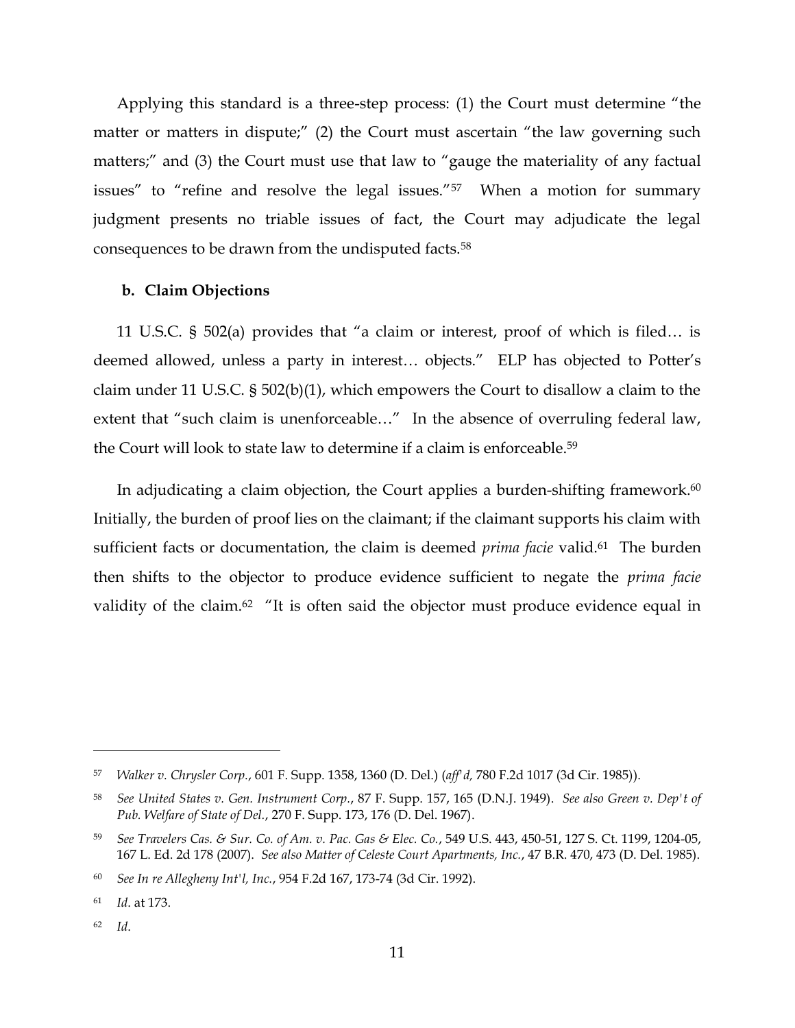Applying this standard is a three-step process: (1) the Court must determine "the matter or matters in dispute;" (2) the Court must ascertain "the law governing such matters;" and (3) the Court must use that law to "gauge the materiality of any factual issues" to "refine and resolve the legal issues."[57] When a motion for summary judgment presents no triable issues of fact, the Court may adjudicate the legal consequences to be drawn from the undisputed facts.[58]

### b. Claim Objections

11 U.S.C. § 502(a) provides that "a claim or interest, proof of which is filed… is deemed allowed, unless a party in interest… objects." ELP has objected to Potter's claim under 11 U.S.C. § 502(b)(1), which empowers the Court to disallow a claim to the extent that "such claim is unenforceable…" In the absence of overruling federal law, the Court will look to state law to determine if a claim is enforceable.[59]

In adjudicating a claim objection, the Court applies a burden-shifting framework.[60] Initially, the burden of proof lies on the claimant; if the claimant supports his claim with sufficient facts or documentation, the claim is deemed *prima facie* valid.[61] The burden then shifts to the objector to produce evidence sufficient to negate the *prima facie* validity of the claim.[62] "It is often said the objector must produce evidence equal in

---

[57] *Walker v. Chrysler Corp.*, 601 F. Supp. 1358, 1360 (D. Del.) (*aff'd,* 780 F.2d 1017 (3d Cir. 1985)).

[58] *See United States v. Gen. Instrument Corp.*, 87 F. Supp. 157, 165 (D.N.J. 1949). *See also Green v. Dep't of Pub. Welfare of State of Del.*, 270 F. Supp. 173, 176 (D. Del. 1967).

[59] *See Travelers Cas. & Sur. Co. of Am. v. Pac. Gas & Elec. Co.*, 549 U.S. 443, 450-51, 127 S. Ct. 1199, 1204-05, 167 L. Ed. 2d 178 (2007). *See also Matter of Celeste Court Apartments, Inc.*, 47 B.R. 470, 473 (D. Del. 1985).

[60] *See In re Allegheny Int'l, Inc.*, 954 F.2d 167, 173-74 (3d Cir. 1992).

[61] *Id*. at 173.

[62] *Id*.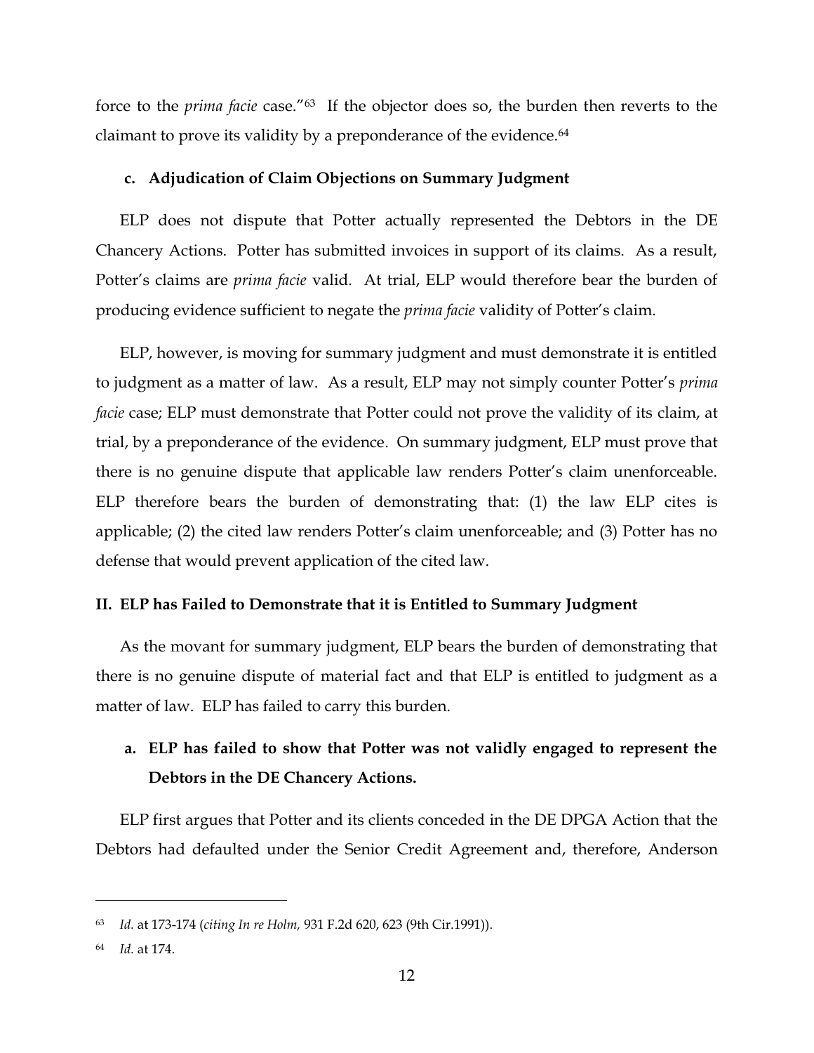force to the *prima facie* case."[63] If the objector does so, the burden then reverts to the claimant to prove its validity by a preponderance of the evidence.[64]

### c. Adjudication of Claim Objections on Summary Judgment

ELP does not dispute that Potter actually represented the Debtors in the DE Chancery Actions. Potter has submitted invoices in support of its claims. As a result, Potter's claims are *prima facie* valid. At trial, ELP would therefore bear the burden of producing evidence sufficient to negate the *prima facie* validity of Potter's claim.

ELP, however, is moving for summary judgment and must demonstrate it is entitled to judgment as a matter of law. As a result, ELP may not simply counter Potter's *prima facie* case; ELP must demonstrate that Potter could not prove the validity of its claim, at trial, by a preponderance of the evidence. On summary judgment, ELP must prove that there is no genuine dispute that applicable law renders Potter's claim unenforceable. ELP therefore bears the burden of demonstrating that: (1) the law ELP cites is applicable; (2) the cited law renders Potter's claim unenforceable; and (3) Potter has no defense that would prevent application of the cited law.

## II. ELP has Failed to Demonstrate that it is Entitled to Summary Judgment

As the movant for summary judgment, ELP bears the burden of demonstrating that there is no genuine dispute of material fact and that ELP is entitled to judgment as a matter of law. ELP has failed to carry this burden.

### a. ELP has failed to show that Potter was not validly engaged to represent the Debtors in the DE Chancery Actions.

ELP first argues that Potter and its clients conceded in the DE DPGA Action that the Debtors had defaulted under the Senior Credit Agreement and, therefore, Anderson

---

[63] *Id.* at 173-174 (*citing In re Holm,* 931 F.2d 620, 623 (9th Cir.1991)).

[64] *Id.* at 174.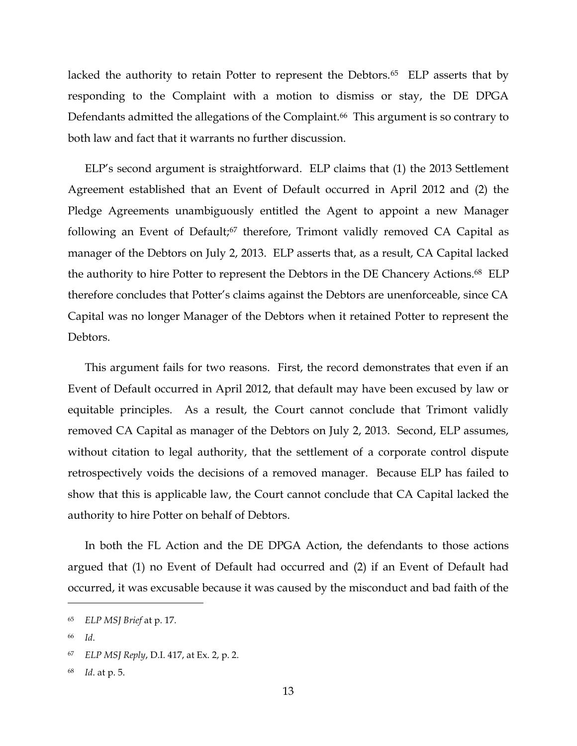lacked the authority to retain Potter to represent the Debtors.[65] ELP asserts that by responding to the Complaint with a motion to dismiss or stay, the DE DPGA Defendants admitted the allegations of the Complaint.[66] This argument is so contrary to both law and fact that it warrants no further discussion.

ELP's second argument is straightforward. ELP claims that (1) the 2013 Settlement Agreement established that an Event of Default occurred in April 2012 and (2) the Pledge Agreements unambiguously entitled the Agent to appoint a new Manager following an Event of Default;[67] therefore, Trimont validly removed CA Capital as manager of the Debtors on July 2, 2013. ELP asserts that, as a result, CA Capital lacked the authority to hire Potter to represent the Debtors in the DE Chancery Actions.[68] ELP therefore concludes that Potter's claims against the Debtors are unenforceable, since CA Capital was no longer Manager of the Debtors when it retained Potter to represent the Debtors.

This argument fails for two reasons. First, the record demonstrates that even if an Event of Default occurred in April 2012, that default may have been excused by law or equitable principles. As a result, the Court cannot conclude that Trimont validly removed CA Capital as manager of the Debtors on July 2, 2013. Second, ELP assumes, without citation to legal authority, that the settlement of a corporate control dispute retrospectively voids the decisions of a removed manager. Because ELP has failed to show that this is applicable law, the Court cannot conclude that CA Capital lacked the authority to hire Potter on behalf of Debtors.

In both the FL Action and the DE DPGA Action, the defendants to those actions argued that (1) no Event of Default had occurred and (2) if an Event of Default had occurred, it was excusable because it was caused by the misconduct and bad faith of the

---

[65] *ELP MSJ Brief* at p. 17.

[66] *Id*.

[67] *ELP MSJ Reply*, D.I. 417, at Ex. 2, p. 2.

[68] *Id*. at p. 5.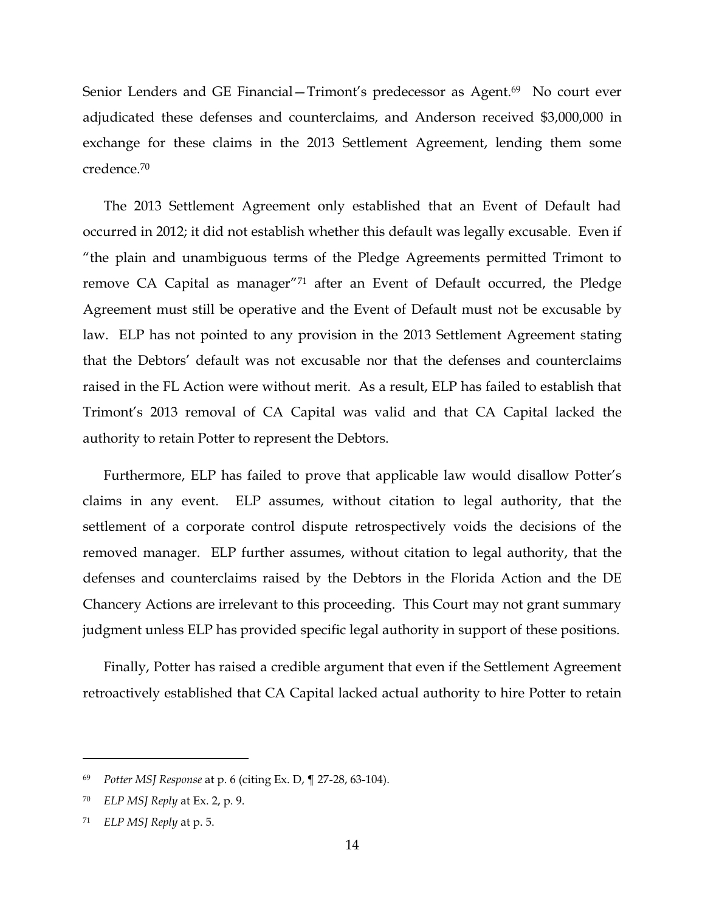Senior Lenders and GE Financial—Trimont's predecessor as Agent.[69] No court ever adjudicated these defenses and counterclaims, and Anderson received $3,000,000 in exchange for these claims in the 2013 Settlement Agreement, lending them some credence.[70]

The 2013 Settlement Agreement only established that an Event of Default had occurred in 2012; it did not establish whether this default was legally excusable. Even if "the plain and unambiguous terms of the Pledge Agreements permitted Trimont to remove CA Capital as manager"[71] after an Event of Default occurred, the Pledge Agreement must still be operative and the Event of Default must not be excusable by law. ELP has not pointed to any provision in the 2013 Settlement Agreement stating that the Debtors' default was not excusable nor that the defenses and counterclaims raised in the FL Action were without merit. As a result, ELP has failed to establish that Trimont's 2013 removal of CA Capital was valid and that CA Capital lacked the authority to retain Potter to represent the Debtors.

Furthermore, ELP has failed to prove that applicable law would disallow Potter's claims in any event. ELP assumes, without citation to legal authority, that the settlement of a corporate control dispute retrospectively voids the decisions of the removed manager. ELP further assumes, without citation to legal authority, that the defenses and counterclaims raised by the Debtors in the Florida Action and the DE Chancery Actions are irrelevant to this proceeding. This Court may not grant summary judgment unless ELP has provided specific legal authority in support of these positions.

Finally, Potter has raised a credible argument that even if the Settlement Agreement retroactively established that CA Capital lacked actual authority to hire Potter to retain

---

[69] *Potter MSJ Response* at p. 6 (citing Ex. D, ¶ 27-28, 63-104).

[70] *ELP MSJ Reply* at Ex. 2, p. 9.

[71] *ELP MSJ Reply* at p. 5.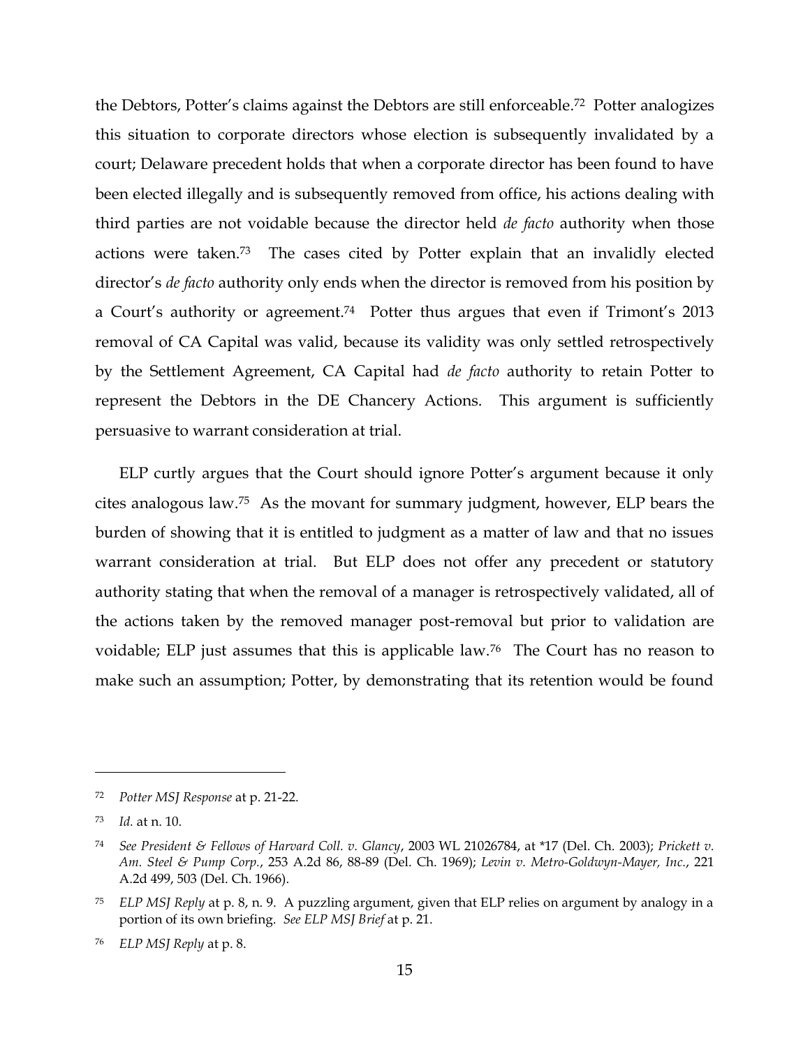the Debtors, Potter's claims against the Debtors are still enforceable.[72] Potter analogizes this situation to corporate directors whose election is subsequently invalidated by a court; Delaware precedent holds that when a corporate director has been found to have been elected illegally and is subsequently removed from office, his actions dealing with third parties are not voidable because the director held *de facto* authority when those actions were taken.[73] The cases cited by Potter explain that an invalidly elected director's *de facto* authority only ends when the director is removed from his position by a Court's authority or agreement.[74] Potter thus argues that even if Trimont's 2013 removal of CA Capital was valid, because its validity was only settled retrospectively by the Settlement Agreement, CA Capital had *de facto* authority to retain Potter to represent the Debtors in the DE Chancery Actions. This argument is sufficiently persuasive to warrant consideration at trial.

ELP curtly argues that the Court should ignore Potter's argument because it only cites analogous law.[75] As the movant for summary judgment, however, ELP bears the burden of showing that it is entitled to judgment as a matter of law and that no issues warrant consideration at trial. But ELP does not offer any precedent or statutory authority stating that when the removal of a manager is retrospectively validated, all of the actions taken by the removed manager post-removal but prior to validation are voidable; ELP just assumes that this is applicable law.[76] The Court has no reason to make such an assumption; Potter, by demonstrating that its retention would be found

---

[72] *Potter MSJ Response* at p. 21-22.

[73] *Id.* at n. 10.

[74] *See President & Fellows of Harvard Coll. v. Glancy*, 2003 WL 21026784, at *17 (Del. Ch. 2003); *Prickett v. Am. Steel & Pump Corp.*, 253 A.2d 86, 88-89 (Del. Ch. 1969); *Levin v. Metro-Goldwyn-Mayer, Inc.*, 221 A.2d 499, 503 (Del. Ch. 1966).

[75] *ELP MSJ Reply* at p. 8, n. 9. A puzzling argument, given that ELP relies on argument by analogy in a portion of its own briefing. *See ELP MSJ Brief* at p. 21.

[76] *ELP MSJ Reply* at p. 8.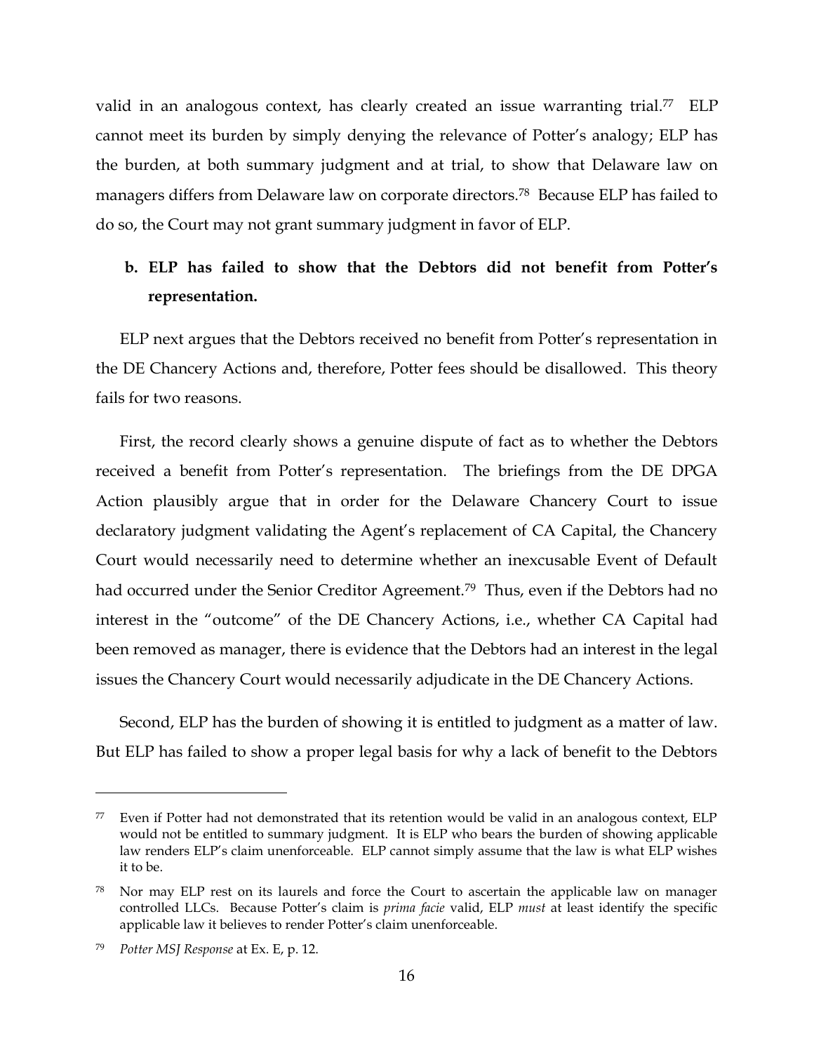valid in an analogous context, has clearly created an issue warranting trial.[77] ELP cannot meet its burden by simply denying the relevance of Potter's analogy; ELP has the burden, at both summary judgment and at trial, to show that Delaware law on managers differs from Delaware law on corporate directors.[78] Because ELP has failed to do so, the Court may not grant summary judgment in favor of ELP.

**b. ELP has failed to show that the Debtors did not benefit from Potter's representation.**

ELP next argues that the Debtors received no benefit from Potter's representation in the DE Chancery Actions and, therefore, Potter fees should be disallowed. This theory fails for two reasons.

First, the record clearly shows a genuine dispute of fact as to whether the Debtors received a benefit from Potter's representation. The briefings from the DE DPGA Action plausibly argue that in order for the Delaware Chancery Court to issue declaratory judgment validating the Agent's replacement of CA Capital, the Chancery Court would necessarily need to determine whether an inexcusable Event of Default had occurred under the Senior Creditor Agreement.[79] Thus, even if the Debtors had no interest in the "outcome" of the DE Chancery Actions, i.e., whether CA Capital had been removed as manager, there is evidence that the Debtors had an interest in the legal issues the Chancery Court would necessarily adjudicate in the DE Chancery Actions.

Second, ELP has the burden of showing it is entitled to judgment as a matter of law. But ELP has failed to show a proper legal basis for why a lack of benefit to the Debtors

---

[77] Even if Potter had not demonstrated that its retention would be valid in an analogous context, ELP would not be entitled to summary judgment. It is ELP who bears the burden of showing applicable law renders ELP's claim unenforceable. ELP cannot simply assume that the law is what ELP wishes it to be.

[78] Nor may ELP rest on its laurels and force the Court to ascertain the applicable law on manager controlled LLCs. Because Potter's claim is *prima facie* valid, ELP *must* at least identify the specific applicable law it believes to render Potter's claim unenforceable.

[79] *Potter MSJ Response* at Ex. E, p. 12.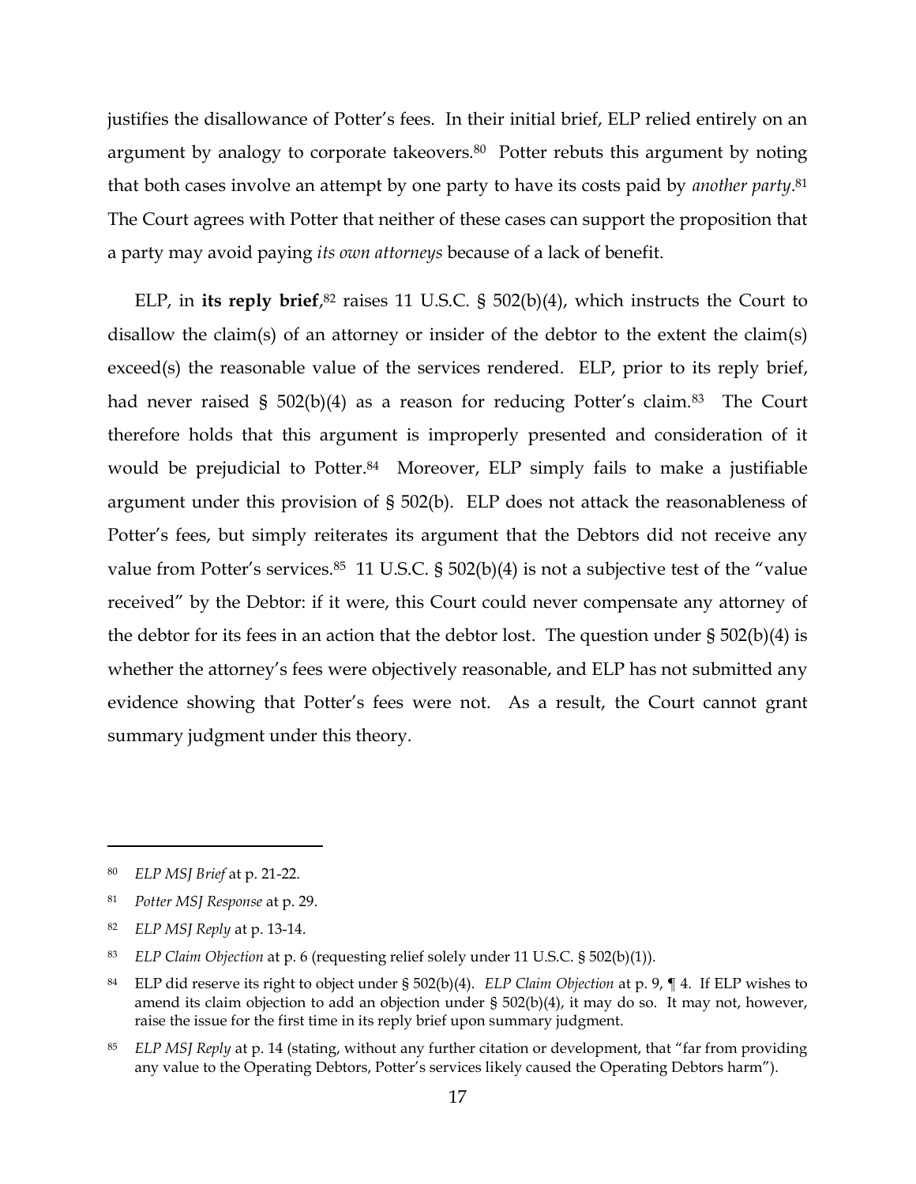justifies the disallowance of Potter's fees. In their initial brief, ELP relied entirely on an argument by analogy to corporate takeovers.[80] Potter rebuts this argument by noting that both cases involve an attempt by one party to have its costs paid by *another party*.[81] The Court agrees with Potter that neither of these cases can support the proposition that a party may avoid paying *its own attorneys* because of a lack of benefit.

ELP, in **its reply brief**,[82] raises 11 U.S.C. § 502(b)(4), which instructs the Court to disallow the claim(s) of an attorney or insider of the debtor to the extent the claim(s) exceed(s) the reasonable value of the services rendered. ELP, prior to its reply brief, had never raised § 502(b)(4) as a reason for reducing Potter's claim.[83] The Court therefore holds that this argument is improperly presented and consideration of it would be prejudicial to Potter.[84] Moreover, ELP simply fails to make a justifiable argument under this provision of § 502(b). ELP does not attack the reasonableness of Potter's fees, but simply reiterates its argument that the Debtors did not receive any value from Potter's services.[85] 11 U.S.C. § 502(b)(4) is not a subjective test of the "value received" by the Debtor: if it were, this Court could never compensate any attorney of the debtor for its fees in an action that the debtor lost. The question under § 502(b)(4) is whether the attorney's fees were objectively reasonable, and ELP has not submitted any evidence showing that Potter's fees were not. As a result, the Court cannot grant summary judgment under this theory.

---

[80] *ELP MSJ Brief* at p. 21-22.

[81] *Potter MSJ Response* at p. 29.

[82] *ELP MSJ Reply* at p. 13-14.

[83] *ELP Claim Objection* at p. 6 (requesting relief solely under 11 U.S.C. § 502(b)(1)).

[84] ELP did reserve its right to object under § 502(b)(4). *ELP Claim Objection* at p. 9, ¶ 4. If ELP wishes to amend its claim objection to add an objection under § 502(b)(4), it may do so. It may not, however, raise the issue for the first time in its reply brief upon summary judgment.

[85] *ELP MSJ Reply* at p. 14 (stating, without any further citation or development, that "far from providing any value to the Operating Debtors, Potter's services likely caused the Operating Debtors harm").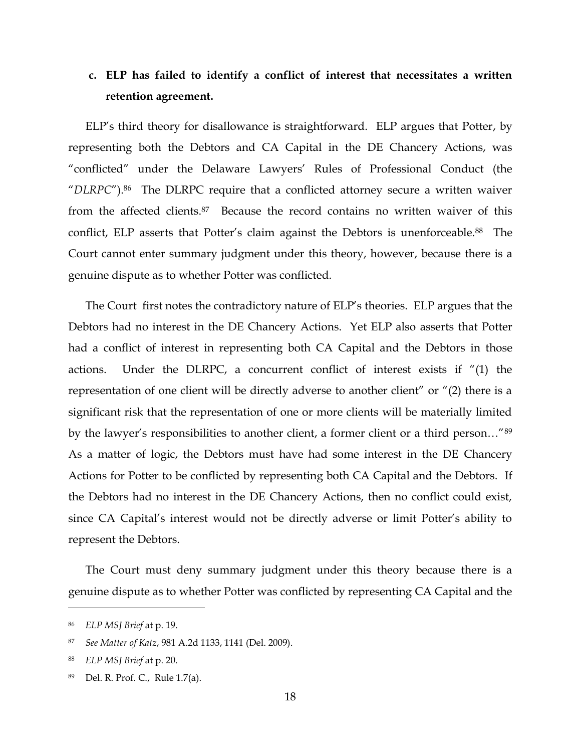**c. ELP has failed to identify a conflict of interest that necessitates a written retention agreement.**

ELP's third theory for disallowance is straightforward. ELP argues that Potter, by representing both the Debtors and CA Capital in the DE Chancery Actions, was "conflicted" under the Delaware Lawyers' Rules of Professional Conduct (the "*DLRPC*").[86] The DLRPC require that a conflicted attorney secure a written waiver from the affected clients.[87] Because the record contains no written waiver of this conflict, ELP asserts that Potter's claim against the Debtors is unenforceable.[88] The Court cannot enter summary judgment under this theory, however, because there is a genuine dispute as to whether Potter was conflicted.

The Court first notes the contradictory nature of ELP's theories. ELP argues that the Debtors had no interest in the DE Chancery Actions. Yet ELP also asserts that Potter had a conflict of interest in representing both CA Capital and the Debtors in those actions. Under the DLRPC, a concurrent conflict of interest exists if "(1) the representation of one client will be directly adverse to another client" or "(2) there is a significant risk that the representation of one or more clients will be materially limited by the lawyer's responsibilities to another client, a former client or a third person…"[89] As a matter of logic, the Debtors must have had some interest in the DE Chancery Actions for Potter to be conflicted by representing both CA Capital and the Debtors. If the Debtors had no interest in the DE Chancery Actions, then no conflict could exist, since CA Capital's interest would not be directly adverse or limit Potter's ability to represent the Debtors.

The Court must deny summary judgment under this theory because there is a genuine dispute as to whether Potter was conflicted by representing CA Capital and the

---

[86] *ELP MSJ Brief* at p. 19.

[87] *See Matter of Katz*, 981 A.2d 1133, 1141 (Del. 2009).

[88] *ELP MSJ Brief* at p. 20.

[89] Del. R. Prof. C., Rule 1.7(a).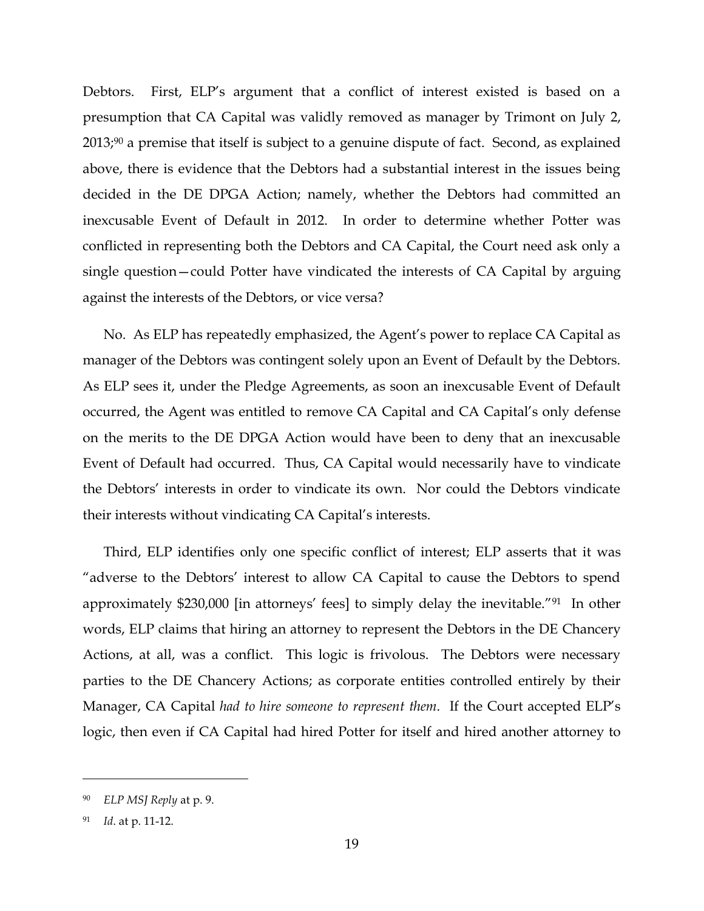Debtors. First, ELP's argument that a conflict of interest existed is based on a presumption that CA Capital was validly removed as manager by Trimont on July 2, 2013;[90] a premise that itself is subject to a genuine dispute of fact. Second, as explained above, there is evidence that the Debtors had a substantial interest in the issues being decided in the DE DPGA Action; namely, whether the Debtors had committed an inexcusable Event of Default in 2012. In order to determine whether Potter was conflicted in representing both the Debtors and CA Capital, the Court need ask only a single question—could Potter have vindicated the interests of CA Capital by arguing against the interests of the Debtors, or vice versa?

No. As ELP has repeatedly emphasized, the Agent's power to replace CA Capital as manager of the Debtors was contingent solely upon an Event of Default by the Debtors. As ELP sees it, under the Pledge Agreements, as soon an inexcusable Event of Default occurred, the Agent was entitled to remove CA Capital and CA Capital's only defense on the merits to the DE DPGA Action would have been to deny that an inexcusable Event of Default had occurred. Thus, CA Capital would necessarily have to vindicate the Debtors' interests in order to vindicate its own. Nor could the Debtors vindicate their interests without vindicating CA Capital's interests.

Third, ELP identifies only one specific conflict of interest; ELP asserts that it was "adverse to the Debtors' interest to allow CA Capital to cause the Debtors to spend approximately $230,000 [in attorneys' fees] to simply delay the inevitable."[91] In other words, ELP claims that hiring an attorney to represent the Debtors in the DE Chancery Actions, at all, was a conflict. This logic is frivolous. The Debtors were necessary parties to the DE Chancery Actions; as corporate entities controlled entirely by their Manager, CA Capital *had to hire someone to represent them*. If the Court accepted ELP's logic, then even if CA Capital had hired Potter for itself and hired another attorney to

---

[90] *ELP MSJ Reply* at p. 9.

[91] *Id*. at p. 11-12.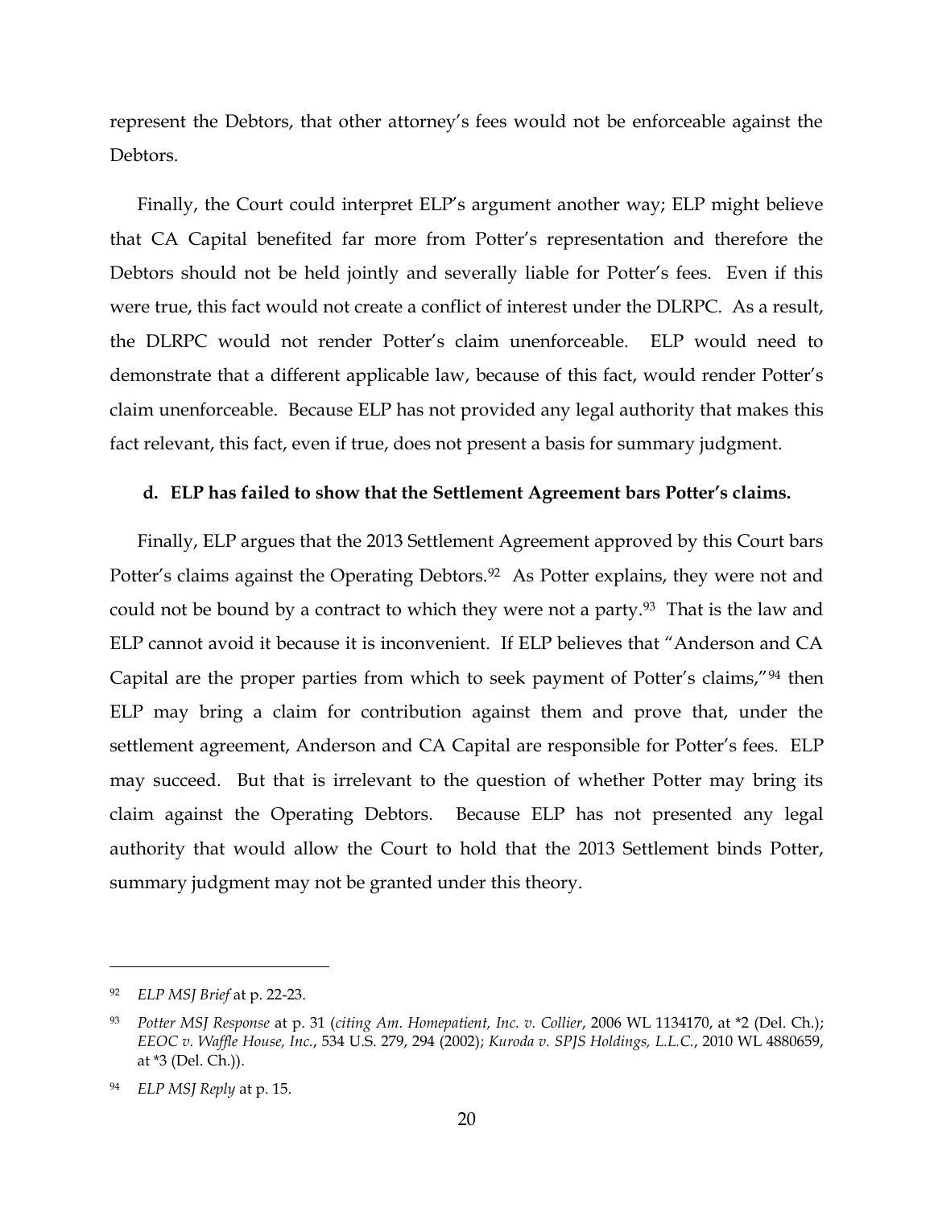represent the Debtors, that other attorney's fees would not be enforceable against the Debtors.

Finally, the Court could interpret ELP's argument another way; ELP might believe that CA Capital benefited far more from Potter's representation and therefore the Debtors should not be held jointly and severally liable for Potter's fees. Even if this were true, this fact would not create a conflict of interest under the DLRPC. As a result, the DLRPC would not render Potter's claim unenforceable. ELP would need to demonstrate that a different applicable law, because of this fact, would render Potter's claim unenforceable. Because ELP has not provided any legal authority that makes this fact relevant, this fact, even if true, does not present a basis for summary judgment.

**d. ELP has failed to show that the Settlement Agreement bars Potter's claims.**

Finally, ELP argues that the 2013 Settlement Agreement approved by this Court bars Potter's claims against the Operating Debtors.[92] As Potter explains, they were not and could not be bound by a contract to which they were not a party.[93] That is the law and ELP cannot avoid it because it is inconvenient. If ELP believes that "Anderson and CA Capital are the proper parties from which to seek payment of Potter's claims,"[94] then ELP may bring a claim for contribution against them and prove that, under the settlement agreement, Anderson and CA Capital are responsible for Potter's fees. ELP may succeed. But that is irrelevant to the question of whether Potter may bring its claim against the Operating Debtors. Because ELP has not presented any legal authority that would allow the Court to hold that the 2013 Settlement binds Potter, summary judgment may not be granted under this theory.

---

[92] *ELP MSJ Brief* at p. 22-23.

[93] *Potter MSJ Response* at p. 31 (*citing Am. Homepatient, Inc. v. Collier*, 2006 WL 1134170, at *2 (Del. Ch.); *EEOC v. Waffle House, Inc.*, 534 U.S. 279, 294 (2002); *Kuroda v. SPJS Holdings, L.L.C.*, 2010 WL 4880659, at *3 (Del. Ch.)).

[94] *ELP MSJ Reply* at p. 15.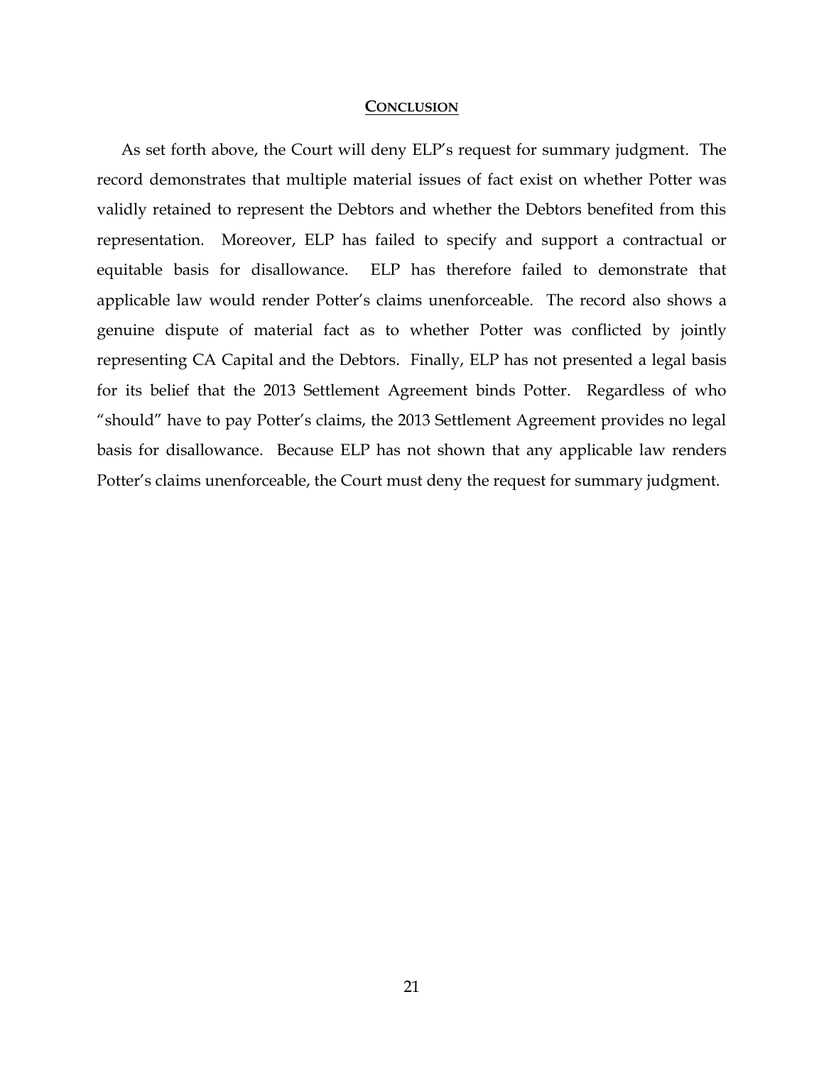## CONCLUSION

As set forth above, the Court will deny ELP's request for summary judgment. The record demonstrates that multiple material issues of fact exist on whether Potter was validly retained to represent the Debtors and whether the Debtors benefited from this representation. Moreover, ELP has failed to specify and support a contractual or equitable basis for disallowance. ELP has therefore failed to demonstrate that applicable law would render Potter's claims unenforceable. The record also shows a genuine dispute of material fact as to whether Potter was conflicted by jointly representing CA Capital and the Debtors. Finally, ELP has not presented a legal basis for its belief that the 2013 Settlement Agreement binds Potter. Regardless of who "should" have to pay Potter's claims, the 2013 Settlement Agreement provides no legal basis for disallowance. Because ELP has not shown that any applicable law renders Potter's claims unenforceable, the Court must deny the request for summary judgment.